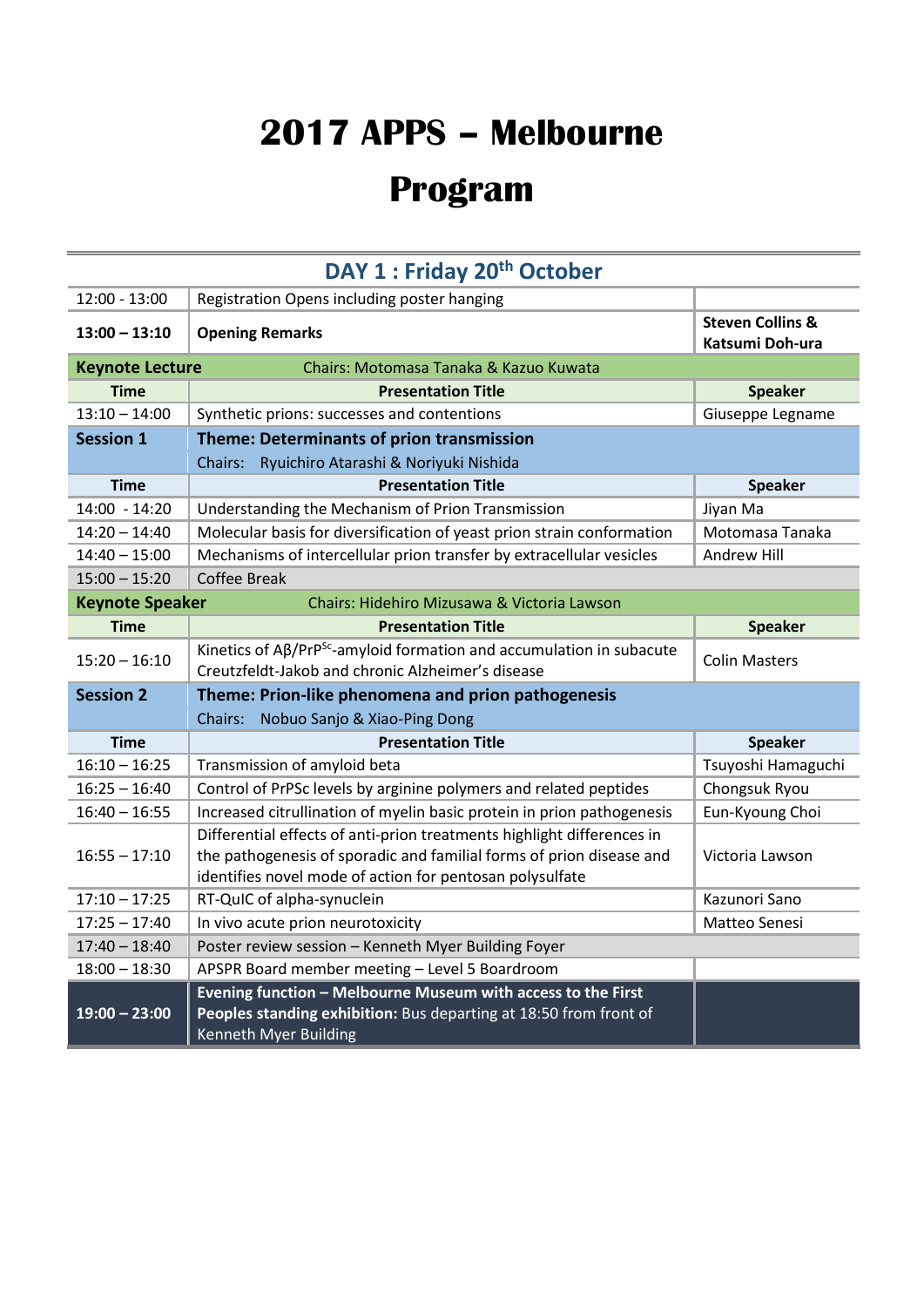# 2017 APPS – Melbourne

# Program

## DAY 1 : Friday 20th October

| | | |
|---|---|---|
| 12:00 - 13:00 | Registration Opens including poster hanging | |
| **13:00 – 13:10** | **Opening Remarks** | **Steven Collins & Katsumi Doh-ura** |
| **Keynote Lecture** | Chairs: Motomasa Tanaka & Kazuo Kuwata | |
| **Time** | **Presentation Title** | **Speaker** |
| 13:10 – 14:00 | Synthetic prions: successes and contentions | Giuseppe Legname |
| **Session 1** | **Theme: Determinants of prion transmission** Chairs: Ryuichiro Atarashi & Noriyuki Nishida | |
| **Time** | **Presentation Title** | **Speaker** |
| 14:00 - 14:20 | Understanding the Mechanism of Prion Transmission | Jiyan Ma |
| 14:20 – 14:40 | Molecular basis for diversification of yeast prion strain conformation | Motomasa Tanaka |
| 14:40 – 15:00 | Mechanisms of intercellular prion transfer by extracellular vesicles | Andrew Hill |
| 15:00 – 15:20 | Coffee Break | |
| **Keynote Speaker** | Chairs: Hidehiro Mizusawa & Victoria Lawson | |
| **Time** | **Presentation Title** | **Speaker** |
| 15:20 – 16:10 | Kinetics of Aβ/$PrP^{Sc}$-amyloid formation and accumulation in subacute Creutzfeldt-Jakob and chronic Alzheimer's disease | Colin Masters |
| **Session 2** | **Theme: Prion-like phenomena and prion pathogenesis** Chairs: Nobuo Sanjo & Xiao-Ping Dong | |
| **Time** | **Presentation Title** | **Speaker** |
| 16:10 – 16:25 | Transmission of amyloid beta | Tsuyoshi Hamaguchi |
| 16:25 – 16:40 | Control of PrPSc levels by arginine polymers and related peptides | Chongsuk Ryou |
| 16:40 – 16:55 | Increased citrullination of myelin basic protein in prion pathogenesis | Eun-Kyoung Choi |
| 16:55 – 17:10 | Differential effects of anti-prion treatments highlight differences in the pathogenesis of sporadic and familial forms of prion disease and identifies novel mode of action for pentosan polysulfate | Victoria Lawson |
| 17:10 – 17:25 | RT-QuIC of alpha-synuclein | Kazunori Sano |
| 17:25 – 17:40 | In vivo acute prion neurotoxicity | Matteo Senesi |
| 17:40 – 18:40 | Poster review session – Kenneth Myer Building Foyer | |
| 18:00 – 18:30 | APSPR Board member meeting – Level 5 Boardroom | |
| **19:00 – 23:00** | **Evening function – Melbourne Museum with access to the First Peoples standing exhibition:** Bus departing at 18:50 from front of Kenneth Myer Building | |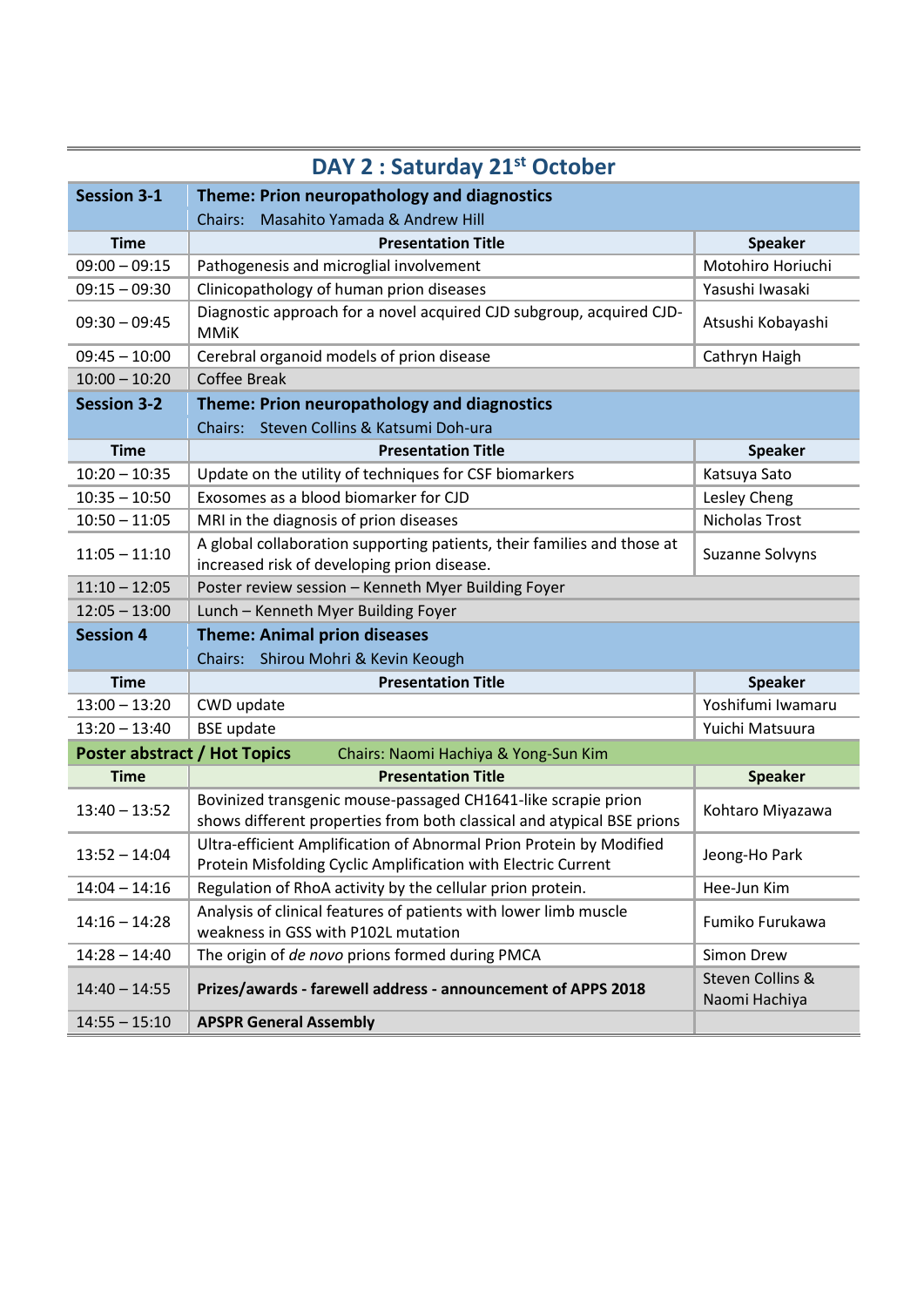## DAY 2 : Saturday 21st October

| | | |
|---|---|---|
| **Session 3-1** | **Theme: Prion neuropathology and diagnostics**<br>Chairs: Masahito Yamada & Andrew Hill | |
| **Time** | **Presentation Title** | **Speaker** |
| 09:00 – 09:15 | Pathogenesis and microglial involvement | Motohiro Horiuchi |
| 09:15 – 09:30 | Clinicopathology of human prion diseases | Yasushi Iwasaki |
| 09:30 – 09:45 | Diagnostic approach for a novel acquired CJD subgroup, acquired CJD-MMiK | Atsushi Kobayashi |
| 09:45 – 10:00 | Cerebral organoid models of prion disease | Cathryn Haigh |
| 10:00 – 10:20 | Coffee Break | |
| **Session 3-2** | **Theme: Prion neuropathology and diagnostics**<br>Chairs: Steven Collins & Katsumi Doh-ura | |
| **Time** | **Presentation Title** | **Speaker** |
| 10:20 – 10:35 | Update on the utility of techniques for CSF biomarkers | Katsuya Sato |
| 10:35 – 10:50 | Exosomes as a blood biomarker for CJD | Lesley Cheng |
| 10:50 – 11:05 | MRI in the diagnosis of prion diseases | Nicholas Trost |
| 11:05 – 11:10 | A global collaboration supporting patients, their families and those at increased risk of developing prion disease. | Suzanne Solvyns |
| 11:10 – 12:05 | Poster review session – Kenneth Myer Building Foyer | |
| 12:05 – 13:00 | Lunch – Kenneth Myer Building Foyer | |
| **Session 4** | **Theme: Animal prion diseases**<br>Chairs: Shirou Mohri & Kevin Keough | |
| **Time** | **Presentation Title** | **Speaker** |
| 13:00 – 13:20 | CWD update | Yoshifumi Iwamaru |
| 13:20 – 13:40 | BSE update | Yuichi Matsuura |
| **Poster abstract / Hot Topics** | Chairs: Naomi Hachiya & Yong-Sun Kim | |
| **Time** | **Presentation Title** | **Speaker** |
| 13:40 – 13:52 | Bovinized transgenic mouse-passaged CH1641-like scrapie prion shows different properties from both classical and atypical BSE prions | Kohtaro Miyazawa |
| 13:52 – 14:04 | Ultra-efficient Amplification of Abnormal Prion Protein by Modified Protein Misfolding Cyclic Amplification with Electric Current | Jeong-Ho Park |
| 14:04 – 14:16 | Regulation of RhoA activity by the cellular prion protein. | Hee-Jun Kim |
| 14:16 – 14:28 | Analysis of clinical features of patients with lower limb muscle weakness in GSS with P102L mutation | Fumiko Furukawa |
| 14:28 – 14:40 | The origin of *de novo* prions formed during PMCA | Simon Drew |
| 14:40 – 14:55 | **Prizes/awards - farewell address - announcement of APPS 2018** | Steven Collins & Naomi Hachiya |
| 14:55 – 15:10 | **APSPR General Assembly** | |